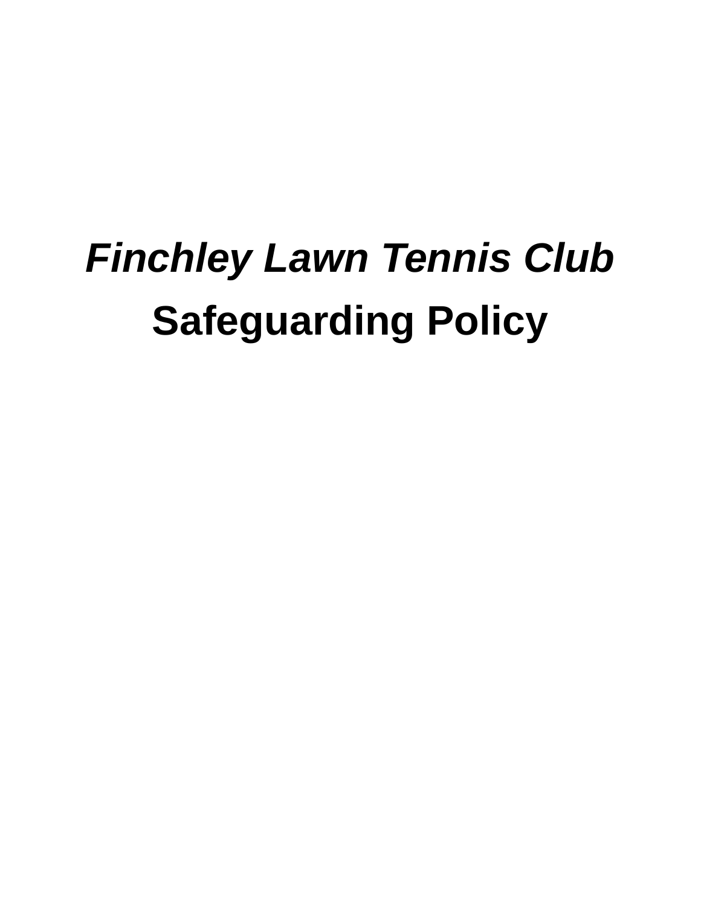# *Finchley Lawn Tennis Club*

# Safeguarding Policy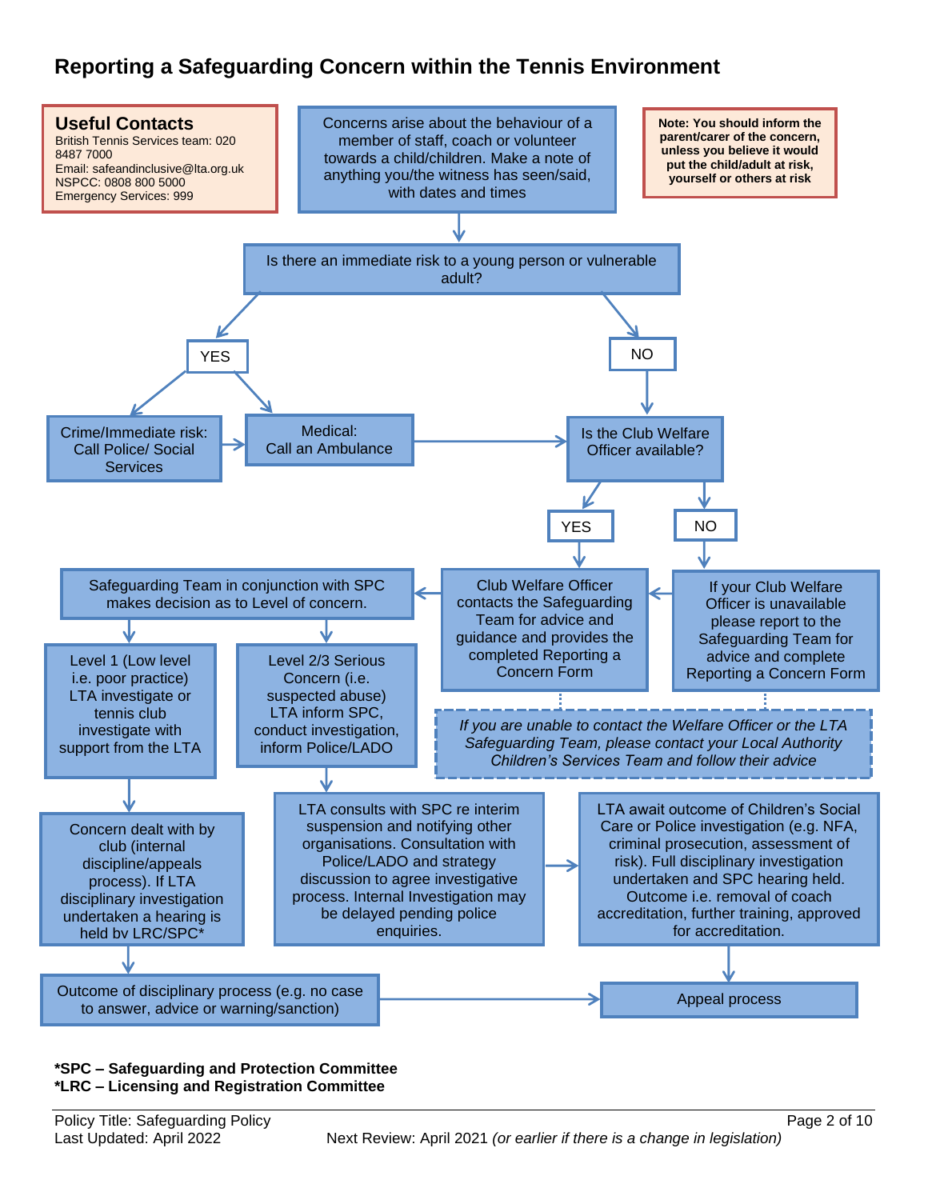## Reporting a Safeguarding Concern within the Tennis Environment

**Useful Contacts**
British Tennis Services team: 020 8487 7000
Email: safeandinclusive@lta.org.uk
NSPCC: 0808 800 5000
Emergency Services: 999

**Note: You should inform the parent/carer of the concern, unless you believe it would put the child/adult at risk, yourself or others at risk**

Concerns arise about the behaviour of a member of staff, coach or volunteer towards a child/children. Make a note of anything you/the witness has seen/said, with dates and times

Is there an immediate risk to a young person or vulnerable adult?

**YES**

- Crime/Immediate risk: Call Police/ Social Services
- Medical: Call an Ambulance

**NO**

Is the Club Welfare Officer available?

- **YES**: Club Welfare Officer contacts the Safeguarding Team for advice and guidance and provides the completed Reporting a Concern Form
- **NO**: If your Club Welfare Officer is unavailable please report to the Safeguarding Team for advice and complete Reporting a Concern Form

*If you are unable to contact the Welfare Officer or the LTA Safeguarding Team, please contact your Local Authority Children's Services Team and follow their advice*

Safeguarding Team in conjunction with SPC makes decision as to Level of concern.

- Level 1 (Low level i.e. poor practice) LTA investigate or tennis club investigate with support from the LTA
  - Concern dealt with by club (internal discipline/appeals process). If LTA disciplinary investigation undertaken a hearing is held by LRC/SPC*
  - Outcome of disciplinary process (e.g. no case to answer, advice or warning/sanction)
- Level 2/3 Serious Concern (i.e. suspected abuse) LTA inform SPC, conduct investigation, inform Police/LADO
  - LTA consults with SPC re interim suspension and notifying other organisations. Consultation with Police/LADO and strategy discussion to agree investigative process. Internal Investigation may be delayed pending police enquiries.
  - LTA await outcome of Children's Social Care or Police investigation (e.g. NFA, criminal prosecution, assessment of risk). Full disciplinary investigation undertaken and SPC hearing held. Outcome i.e. removal of coach accreditation, further training, approved for accreditation.

Appeal process

**\*SPC – Safeguarding and Protection Committee**
**\*LRC – Licensing and Registration Committee**

Policy Title: Safeguarding Policy
Last Updated: April 2022
Next Review: April 2021 *(or earlier if there is a change in legislation)*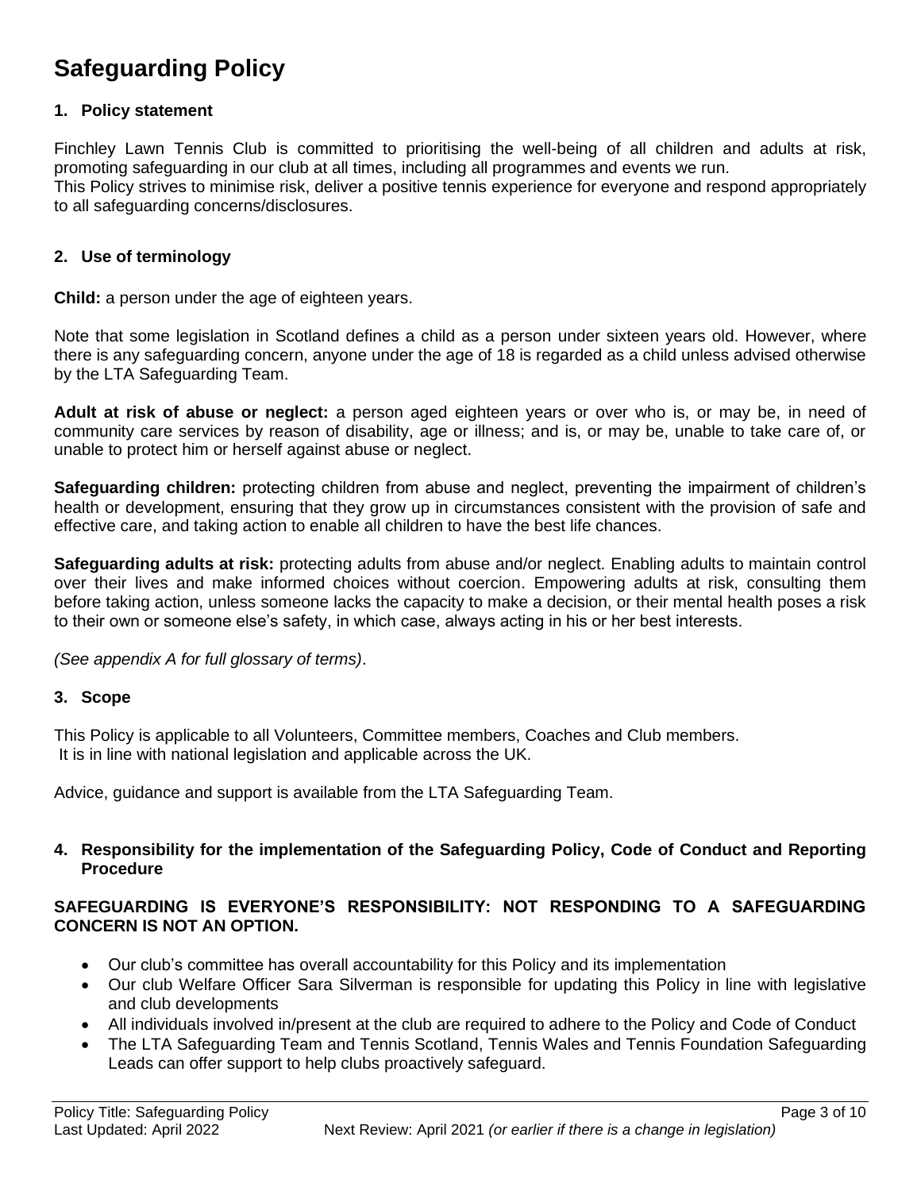# Safeguarding Policy

## 1. Policy statement

Finchley Lawn Tennis Club is committed to prioritising the well-being of all children and adults at risk, promoting safeguarding in our club at all times, including all programmes and events we run.
This Policy strives to minimise risk, deliver a positive tennis experience for everyone and respond appropriately to all safeguarding concerns/disclosures.

## 2. Use of terminology

**Child:** a person under the age of eighteen years.

Note that some legislation in Scotland defines a child as a person under sixteen years old. However, where there is any safeguarding concern, anyone under the age of 18 is regarded as a child unless advised otherwise by the LTA Safeguarding Team.

**Adult at risk of abuse or neglect:** a person aged eighteen years or over who is, or may be, in need of community care services by reason of disability, age or illness; and is, or may be, unable to take care of, or unable to protect him or herself against abuse or neglect.

**Safeguarding children:** protecting children from abuse and neglect, preventing the impairment of children's health or development, ensuring that they grow up in circumstances consistent with the provision of safe and effective care, and taking action to enable all children to have the best life chances.

**Safeguarding adults at risk:** protecting adults from abuse and/or neglect. Enabling adults to maintain control over their lives and make informed choices without coercion. Empowering adults at risk, consulting them before taking action, unless someone lacks the capacity to make a decision, or their mental health poses a risk to their own or someone else's safety, in which case, always acting in his or her best interests.

*(See appendix A for full glossary of terms)*.

## 3. Scope

This Policy is applicable to all Volunteers, Committee members, Coaches and Club members.
It is in line with national legislation and applicable across the UK.

Advice, guidance and support is available from the LTA Safeguarding Team.

## 4. Responsibility for the implementation of the Safeguarding Policy, Code of Conduct and Reporting Procedure

**SAFEGUARDING IS EVERYONE'S RESPONSIBILITY: NOT RESPONDING TO A SAFEGUARDING CONCERN IS NOT AN OPTION.**

- Our club's committee has overall accountability for this Policy and its implementation
- Our club Welfare Officer Sara Silverman is responsible for updating this Policy in line with legislative and club developments
- All individuals involved in/present at the club are required to adhere to the Policy and Code of Conduct
- The LTA Safeguarding Team and Tennis Scotland, Tennis Wales and Tennis Foundation Safeguarding Leads can offer support to help clubs proactively safeguard.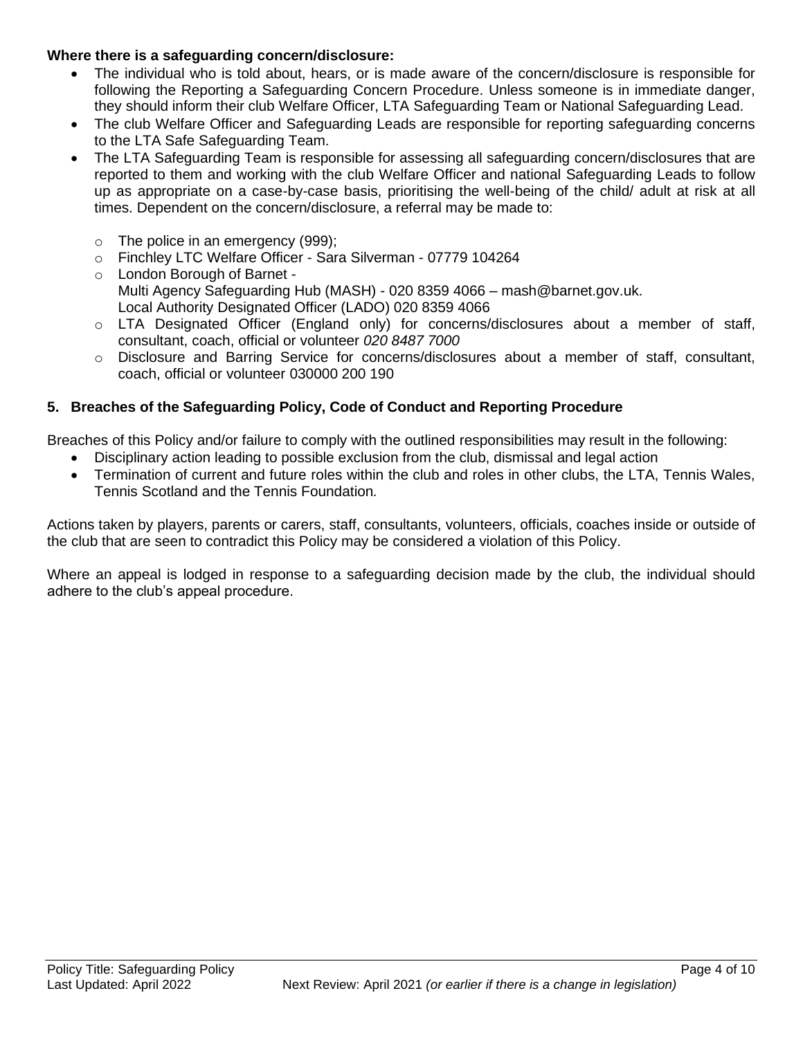**Where there is a safeguarding concern/disclosure:**

- The individual who is told about, hears, or is made aware of the concern/disclosure is responsible for following the Reporting a Safeguarding Concern Procedure. Unless someone is in immediate danger, they should inform their club Welfare Officer, LTA Safeguarding Team or National Safeguarding Lead.
- The club Welfare Officer and Safeguarding Leads are responsible for reporting safeguarding concerns to the LTA Safe Safeguarding Team.
- The LTA Safeguarding Team is responsible for assessing all safeguarding concern/disclosures that are reported to them and working with the club Welfare Officer and national Safeguarding Leads to follow up as appropriate on a case-by-case basis, prioritising the well-being of the child/ adult at risk at all times. Dependent on the concern/disclosure, a referral may be made to:
    - The police in an emergency (999);
    - Finchley LTC Welfare Officer - Sara Silverman - 07779 104264
    - London Borough of Barnet -
      Multi Agency Safeguarding Hub (MASH) - 020 8359 4066 – mash@barnet.gov.uk.
      Local Authority Designated Officer (LADO) 020 8359 4066
    - LTA Designated Officer (England only) for concerns/disclosures about a member of staff, consultant, coach, official or volunteer *020 8487 7000*
    - Disclosure and Barring Service for concerns/disclosures about a member of staff, consultant, coach, official or volunteer 030000 200 190

## 5. Breaches of the Safeguarding Policy, Code of Conduct and Reporting Procedure

Breaches of this Policy and/or failure to comply with the outlined responsibilities may result in the following:

- Disciplinary action leading to possible exclusion from the club, dismissal and legal action
- Termination of current and future roles within the club and roles in other clubs, the LTA, Tennis Wales, Tennis Scotland and the Tennis Foundation*.*

Actions taken by players, parents or carers, staff, consultants, volunteers, officials, coaches inside or outside of the club that are seen to contradict this Policy may be considered a violation of this Policy.

Where an appeal is lodged in response to a safeguarding decision made by the club, the individual should adhere to the club's appeal procedure.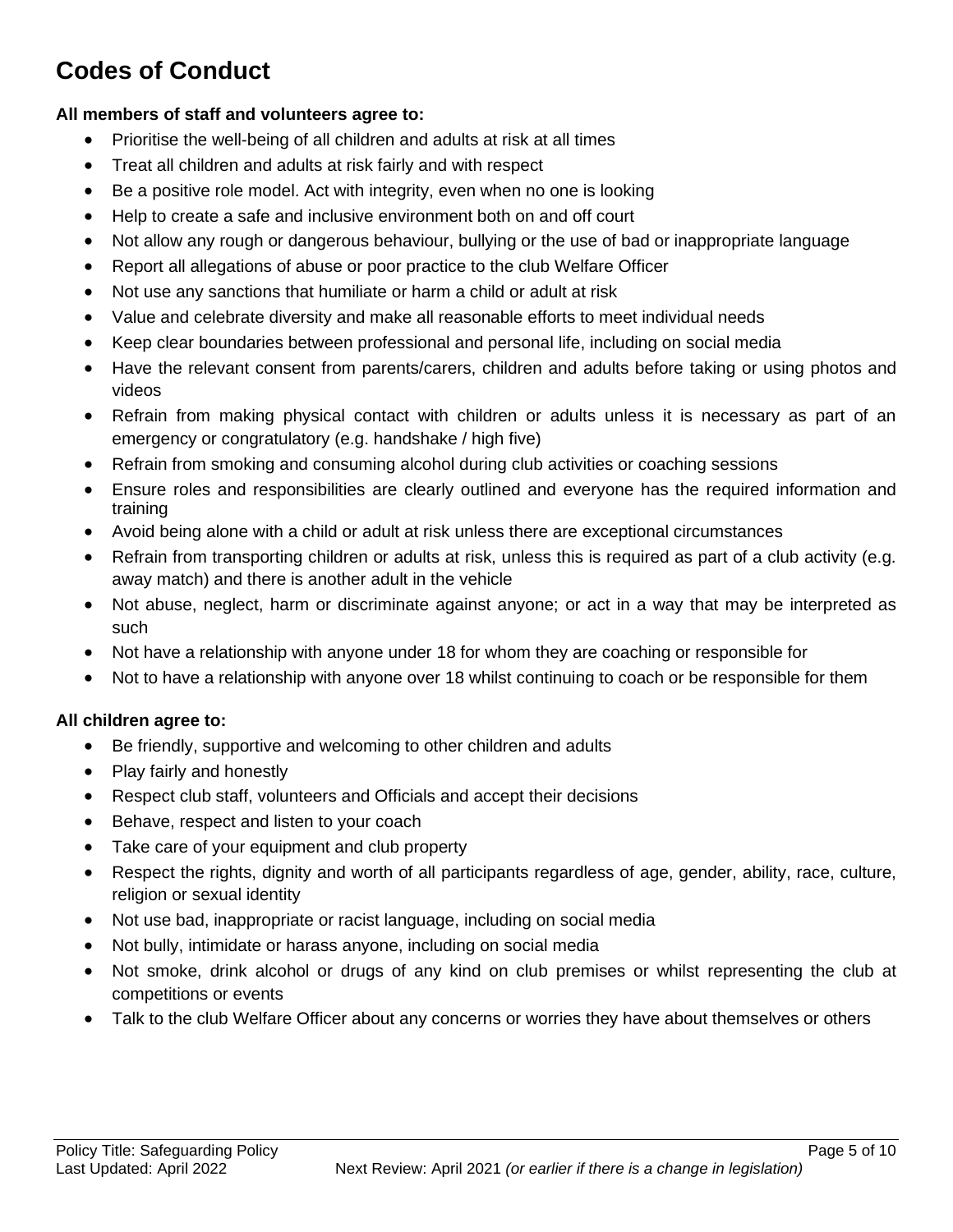# Codes of Conduct

**All members of staff and volunteers agree to:**

- Prioritise the well-being of all children and adults at risk at all times
- Treat all children and adults at risk fairly and with respect
- Be a positive role model. Act with integrity, even when no one is looking
- Help to create a safe and inclusive environment both on and off court
- Not allow any rough or dangerous behaviour, bullying or the use of bad or inappropriate language
- Report all allegations of abuse or poor practice to the club Welfare Officer
- Not use any sanctions that humiliate or harm a child or adult at risk
- Value and celebrate diversity and make all reasonable efforts to meet individual needs
- Keep clear boundaries between professional and personal life, including on social media
- Have the relevant consent from parents/carers, children and adults before taking or using photos and videos
- Refrain from making physical contact with children or adults unless it is necessary as part of an emergency or congratulatory (e.g. handshake / high five)
- Refrain from smoking and consuming alcohol during club activities or coaching sessions
- Ensure roles and responsibilities are clearly outlined and everyone has the required information and training
- Avoid being alone with a child or adult at risk unless there are exceptional circumstances
- Refrain from transporting children or adults at risk, unless this is required as part of a club activity (e.g. away match) and there is another adult in the vehicle
- Not abuse, neglect, harm or discriminate against anyone; or act in a way that may be interpreted as such
- Not have a relationship with anyone under 18 for whom they are coaching or responsible for
- Not to have a relationship with anyone over 18 whilst continuing to coach or be responsible for them

**All children agree to:**

- Be friendly, supportive and welcoming to other children and adults
- Play fairly and honestly
- Respect club staff, volunteers and Officials and accept their decisions
- Behave, respect and listen to your coach
- Take care of your equipment and club property
- Respect the rights, dignity and worth of all participants regardless of age, gender, ability, race, culture, religion or sexual identity
- Not use bad, inappropriate or racist language, including on social media
- Not bully, intimidate or harass anyone, including on social media
- Not smoke, drink alcohol or drugs of any kind on club premises or whilst representing the club at competitions or events
- Talk to the club Welfare Officer about any concerns or worries they have about themselves or others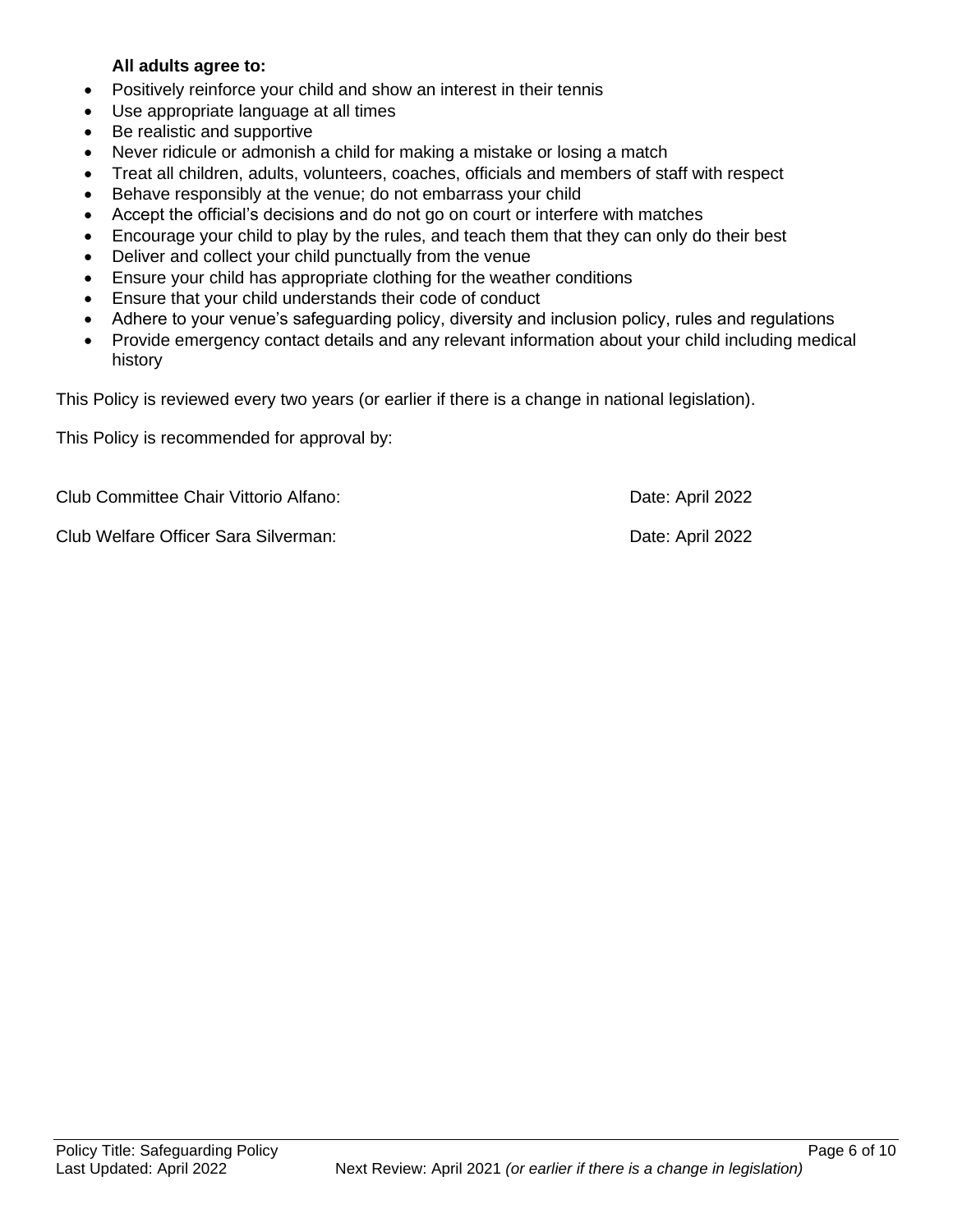**All adults agree to:**

- Positively reinforce your child and show an interest in their tennis
- Use appropriate language at all times
- Be realistic and supportive
- Never ridicule or admonish a child for making a mistake or losing a match
- Treat all children, adults, volunteers, coaches, officials and members of staff with respect
- Behave responsibly at the venue; do not embarrass your child
- Accept the official's decisions and do not go on court or interfere with matches
- Encourage your child to play by the rules, and teach them that they can only do their best
- Deliver and collect your child punctually from the venue
- Ensure your child has appropriate clothing for the weather conditions
- Ensure that your child understands their code of conduct
- Adhere to your venue's safeguarding policy, diversity and inclusion policy, rules and regulations
- Provide emergency contact details and any relevant information about your child including medical history

This Policy is reviewed every two years (or earlier if there is a change in national legislation).

This Policy is recommended for approval by:

Club Committee Chair Vittorio Alfano: Date: April 2022

Club Welfare Officer Sara Silverman: Date: April 2022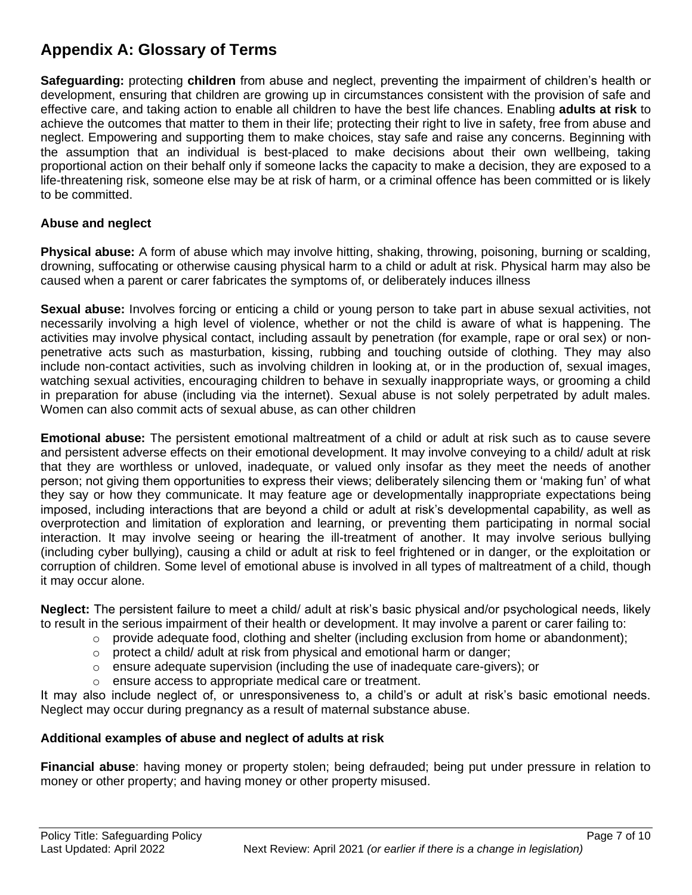## Appendix A: Glossary of Terms

**Safeguarding:** protecting **children** from abuse and neglect, preventing the impairment of children's health or development, ensuring that children are growing up in circumstances consistent with the provision of safe and effective care, and taking action to enable all children to have the best life chances. Enabling **adults at risk** to achieve the outcomes that matter to them in their life; protecting their right to live in safety, free from abuse and neglect. Empowering and supporting them to make choices, stay safe and raise any concerns. Beginning with the assumption that an individual is best-placed to make decisions about their own wellbeing, taking proportional action on their behalf only if someone lacks the capacity to make a decision, they are exposed to a life-threatening risk, someone else may be at risk of harm, or a criminal offence has been committed or is likely to be committed.

### Abuse and neglect

**Physical abuse:** A form of abuse which may involve hitting, shaking, throwing, poisoning, burning or scalding, drowning, suffocating or otherwise causing physical harm to a child or adult at risk. Physical harm may also be caused when a parent or carer fabricates the symptoms of, or deliberately induces illness

**Sexual abuse:** Involves forcing or enticing a child or young person to take part in abuse sexual activities, not necessarily involving a high level of violence, whether or not the child is aware of what is happening. The activities may involve physical contact, including assault by penetration (for example, rape or oral sex) or non-penetrative acts such as masturbation, kissing, rubbing and touching outside of clothing. They may also include non-contact activities, such as involving children in looking at, or in the production of, sexual images, watching sexual activities, encouraging children to behave in sexually inappropriate ways, or grooming a child in preparation for abuse (including via the internet). Sexual abuse is not solely perpetrated by adult males. Women can also commit acts of sexual abuse, as can other children

**Emotional abuse:** The persistent emotional maltreatment of a child or adult at risk such as to cause severe and persistent adverse effects on their emotional development. It may involve conveying to a child/ adult at risk that they are worthless or unloved, inadequate, or valued only insofar as they meet the needs of another person; not giving them opportunities to express their views; deliberately silencing them or 'making fun' of what they say or how they communicate. It may feature age or developmentally inappropriate expectations being imposed, including interactions that are beyond a child or adult at risk's developmental capability, as well as overprotection and limitation of exploration and learning, or preventing them participating in normal social interaction. It may involve seeing or hearing the ill-treatment of another. It may involve serious bullying (including cyber bullying), causing a child or adult at risk to feel frightened or in danger, or the exploitation or corruption of children. Some level of emotional abuse is involved in all types of maltreatment of a child, though it may occur alone.

**Neglect:** The persistent failure to meet a child/ adult at risk's basic physical and/or psychological needs, likely to result in the serious impairment of their health or development. It may involve a parent or carer failing to:

- provide adequate food, clothing and shelter (including exclusion from home or abandonment);
- protect a child/ adult at risk from physical and emotional harm or danger;
- ensure adequate supervision (including the use of inadequate care-givers); or
- ensure access to appropriate medical care or treatment.

It may also include neglect of, or unresponsiveness to, a child's or adult at risk's basic emotional needs. Neglect may occur during pregnancy as a result of maternal substance abuse.

### Additional examples of abuse and neglect of adults at risk

**Financial abuse**: having money or property stolen; being defrauded; being put under pressure in relation to money or other property; and having money or other property misused.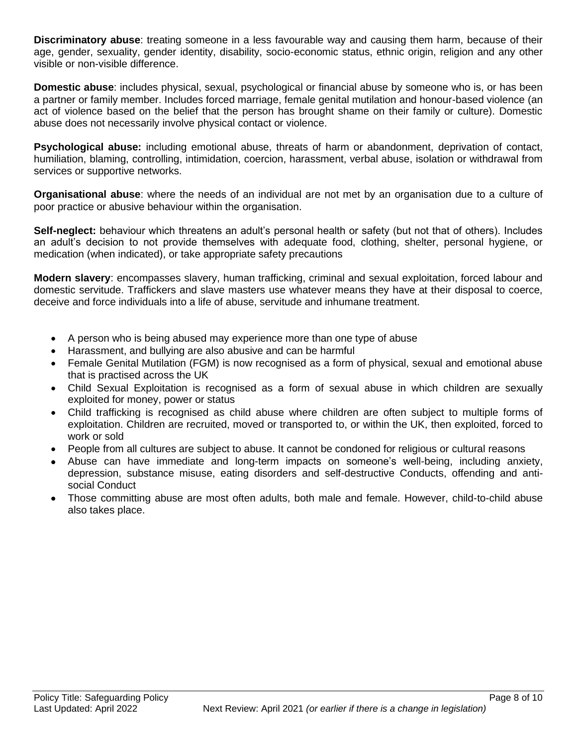**Discriminatory abuse**: treating someone in a less favourable way and causing them harm, because of their age, gender, sexuality, gender identity, disability, socio-economic status, ethnic origin, religion and any other visible or non-visible difference.

**Domestic abuse**: includes physical, sexual, psychological or financial abuse by someone who is, or has been a partner or family member. Includes forced marriage, female genital mutilation and honour-based violence (an act of violence based on the belief that the person has brought shame on their family or culture). Domestic abuse does not necessarily involve physical contact or violence.

**Psychological abuse:** including emotional abuse, threats of harm or abandonment, deprivation of contact, humiliation, blaming, controlling, intimidation, coercion, harassment, verbal abuse, isolation or withdrawal from services or supportive networks.

**Organisational abuse**: where the needs of an individual are not met by an organisation due to a culture of poor practice or abusive behaviour within the organisation.

**Self-neglect:** behaviour which threatens an adult's personal health or safety (but not that of others). Includes an adult's decision to not provide themselves with adequate food, clothing, shelter, personal hygiene, or medication (when indicated), or take appropriate safety precautions

**Modern slavery**: encompasses slavery, human trafficking, criminal and sexual exploitation, forced labour and domestic servitude. Traffickers and slave masters use whatever means they have at their disposal to coerce, deceive and force individuals into a life of abuse, servitude and inhumane treatment.

- A person who is being abused may experience more than one type of abuse
- Harassment, and bullying are also abusive and can be harmful
- Female Genital Mutilation (FGM) is now recognised as a form of physical, sexual and emotional abuse that is practised across the UK
- Child Sexual Exploitation is recognised as a form of sexual abuse in which children are sexually exploited for money, power or status
- Child trafficking is recognised as child abuse where children are often subject to multiple forms of exploitation. Children are recruited, moved or transported to, or within the UK, then exploited, forced to work or sold
- People from all cultures are subject to abuse. It cannot be condoned for religious or cultural reasons
- Abuse can have immediate and long-term impacts on someone's well-being, including anxiety, depression, substance misuse, eating disorders and self-destructive Conducts, offending and anti-social Conduct
- Those committing abuse are most often adults, both male and female. However, child-to-child abuse also takes place.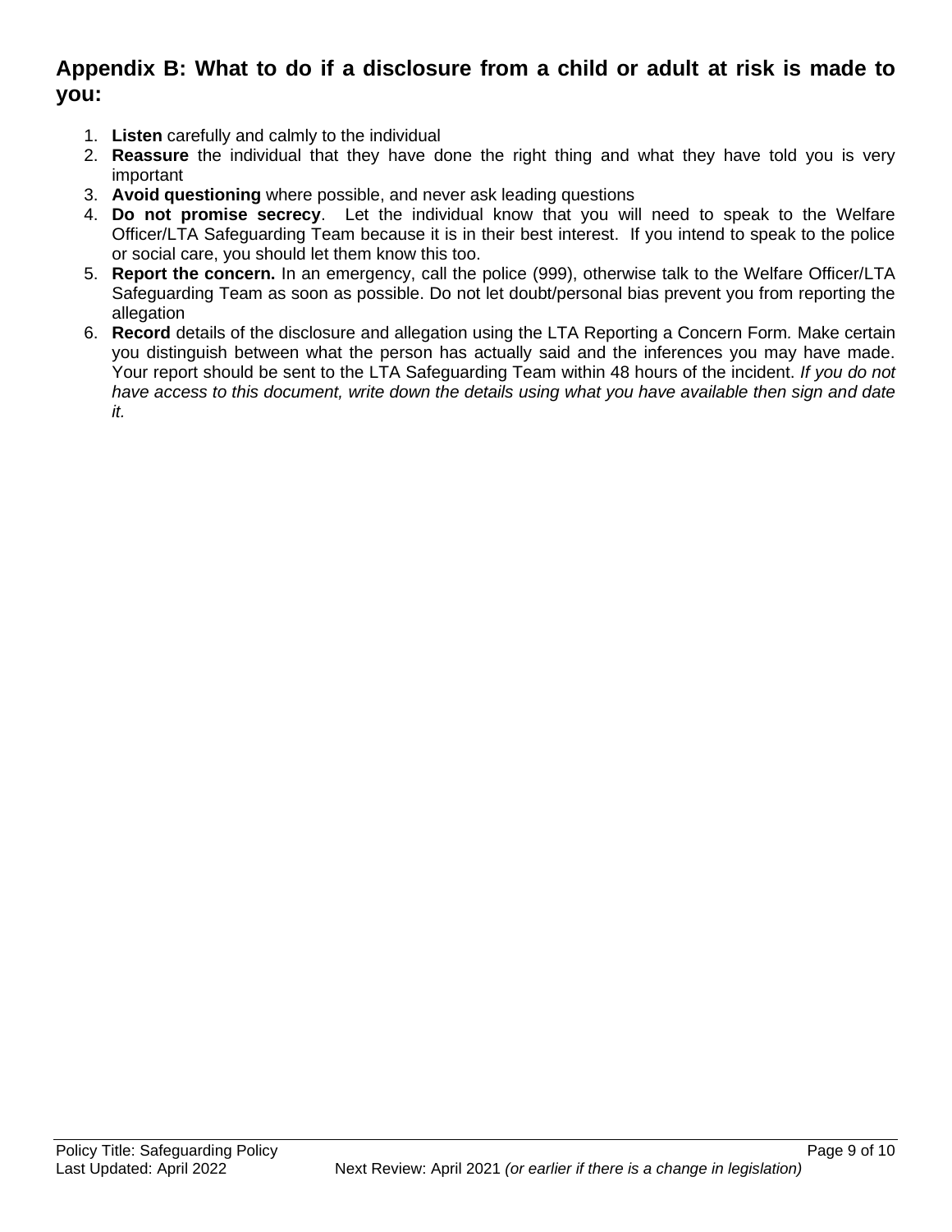## Appendix B: What to do if a disclosure from a child or adult at risk is made to you:

1. **Listen** carefully and calmly to the individual
2. **Reassure** the individual that they have done the right thing and what they have told you is very important
3. **Avoid questioning** where possible, and never ask leading questions
4. **Do not promise secrecy**. Let the individual know that you will need to speak to the Welfare Officer/LTA Safeguarding Team because it is in their best interest. If you intend to speak to the police or social care, you should let them know this too.
5. **Report the concern.** In an emergency, call the police (999), otherwise talk to the Welfare Officer/LTA Safeguarding Team as soon as possible. Do not let doubt/personal bias prevent you from reporting the allegation
6. **Record** details of the disclosure and allegation using the LTA Reporting a Concern Form. Make certain you distinguish between what the person has actually said and the inferences you may have made. Your report should be sent to the LTA Safeguarding Team within 48 hours of the incident. *If you do not have access to this document, write down the details using what you have available then sign and date it.*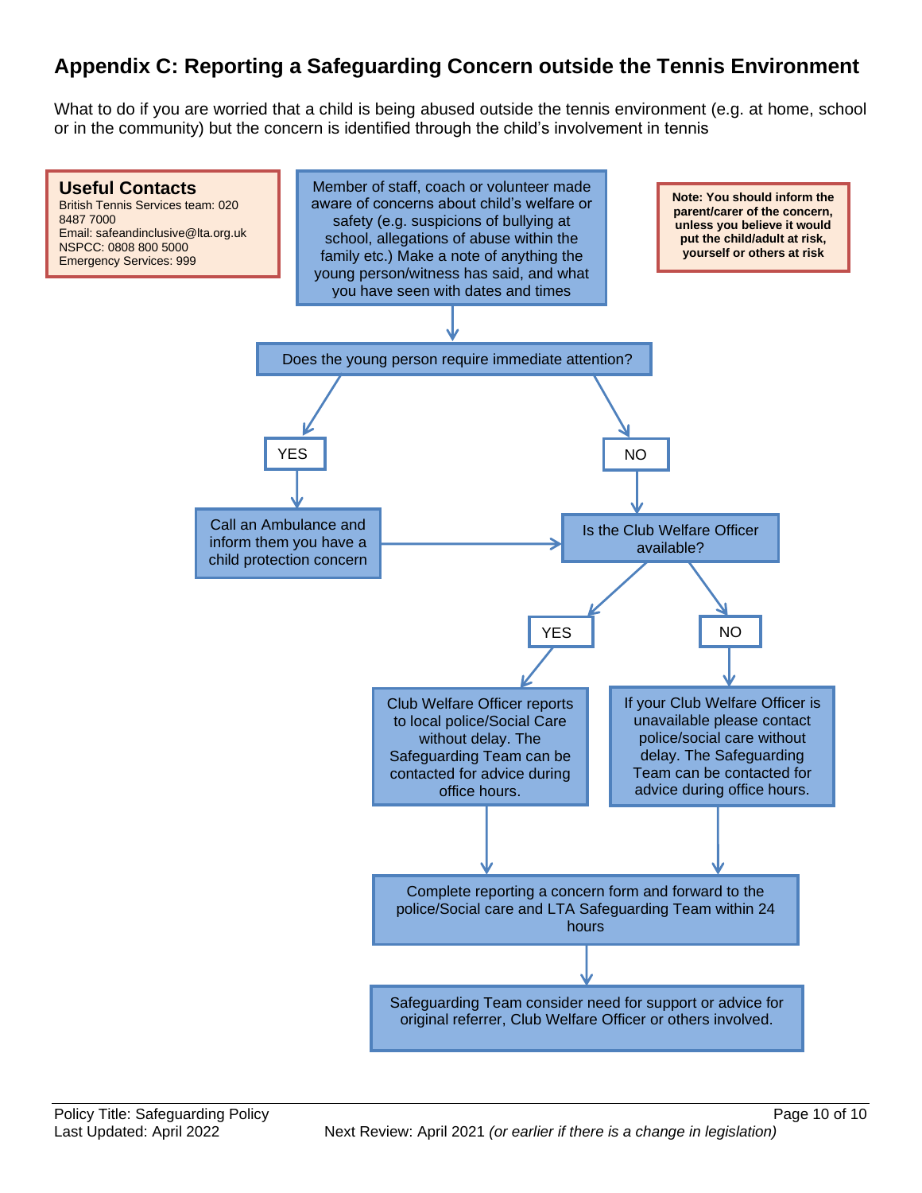## Appendix C: Reporting a Safeguarding Concern outside the Tennis Environment

What to do if you are worried that a child is being abused outside the tennis environment (e.g. at home, school or in the community) but the concern is identified through the child's involvement in tennis

**Useful Contacts**
British Tennis Services team: 020 8487 7000
Email: safeandinclusive@lta.org.uk
NSPCC: 0808 800 5000
Emergency Services: 999

**Note: You should inform the parent/carer of the concern, unless you believe it would put the child/adult at risk, yourself or others at risk**

Member of staff, coach or volunteer made aware of concerns about child's welfare or safety (e.g. suspicions of bullying at school, allegations of abuse within the family etc.) Make a note of anything the young person/witness has said, and what you have seen with dates and times

Does the young person require immediate attention?

YES

Call an Ambulance and inform them you have a child protection concern

NO

Is the Club Welfare Officer available?

YES

Club Welfare Officer reports to local police/Social Care without delay. The Safeguarding Team can be contacted for advice during office hours.

NO

If your Club Welfare Officer is unavailable please contact police/social care without delay. The Safeguarding Team can be contacted for advice during office hours.

Complete reporting a concern form and forward to the police/Social care and LTA Safeguarding Team within 24 hours

Safeguarding Team consider need for support or advice for original referrer, Club Welfare Officer or others involved.

Policy Title: Safeguarding Policy
Last Updated: April 2022
Next Review: April 2021 *(or earlier if there is a change in legislation)*